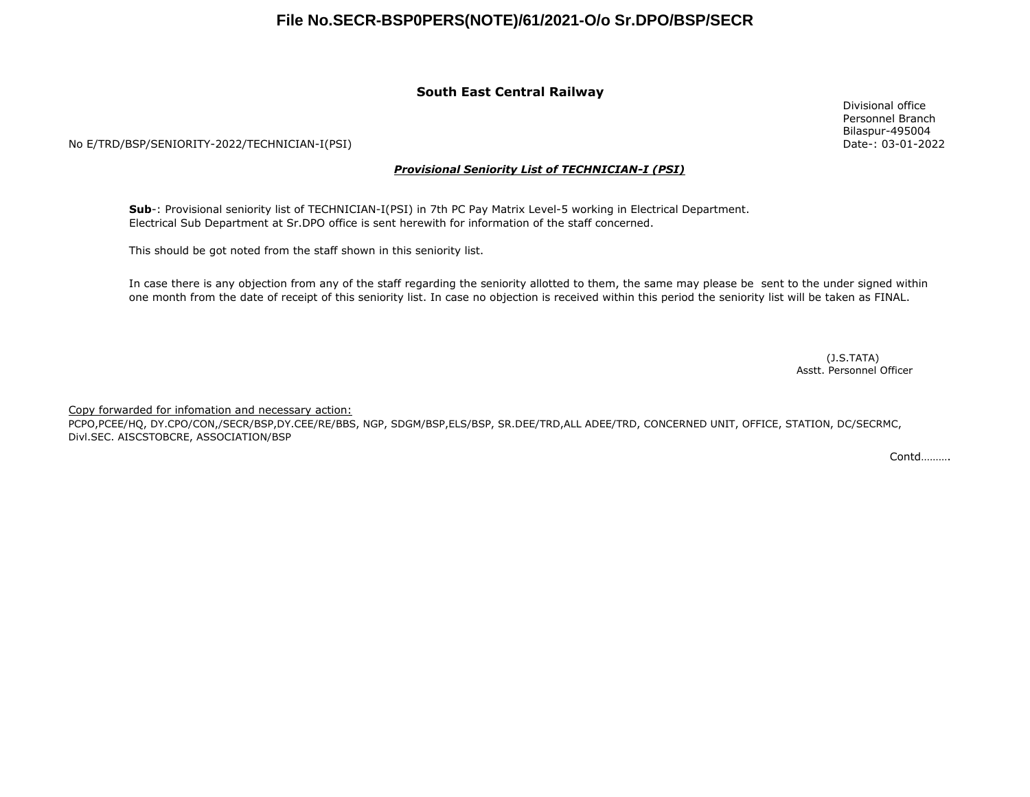File No.SECR-BSP0PERS(NOTE)/61/2021-O/o Sr.DPO/BSP/SECR

# South East Central Railway

Divisional office
Personnel Branch
Bilaspur-495004
Date-: 03-01-2022

No E/TRD/BSP/SENIORITY-2022/TECHNICIAN-I(PSI)

## ***Provisional Seniority List of TECHNICIAN-I (PSI)***

**Sub**-: Provisional seniority list of TECHNICIAN-I(PSI) in 7th PC Pay Matrix Level-5 working in Electrical Department. Electrical Sub Department at Sr.DPO office is sent herewith for information of the staff concerned.

This should be got noted from the staff shown in this seniority list.

In case there is any objection from any of the staff regarding the seniority allotted to them, the same may please be sent to the under signed within one month from the date of receipt of this seniority list. In case no objection is received within this period the seniority list will be taken as FINAL.

(J.S.TATA)
Asstt. Personnel Officer

Copy forwarded for infomation and necessary action:
PCPO,PCEE/HQ, DY.CPO/CON,/SECR/BSP,DY.CEE/RE/BBS, NGP, SDGM/BSP,ELS/BSP, SR.DEE/TRD,ALL ADEE/TRD, CONCERNED UNIT, OFFICE, STATION, DC/SECRMC, Divl.SEC. AISCSTOBCRE, ASSOCIATION/BSP

Contd……….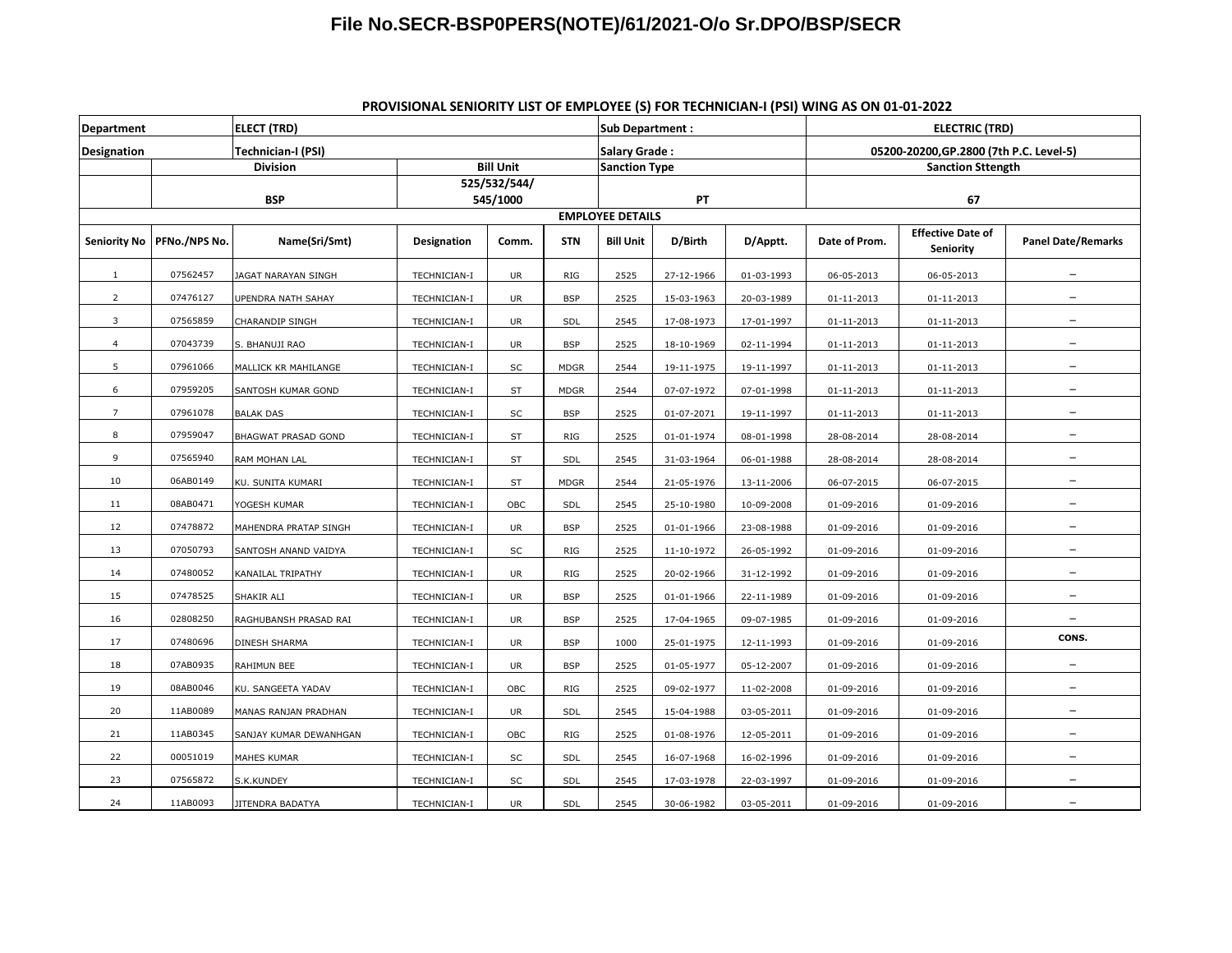# File No.SECR-BSP0PERS(NOTE)/61/2021-O/o Sr.DPO/BSP/SECR

## PROVISIONAL SENIORITY LIST OF EMPLOYEE (S) FOR TECHNICIAN-I (PSI) WING AS ON 01-01-2022

| Department | | ELECT (TRD) | | | | Sub Department : | | | ELECTRIC (TRD) | | |
|---|---|---|---|---|---|---|---|---|---|---|---|
| Designation | | Technician-I (PSI) | | | | Salary Grade : | | | 05200-20200,GP.2800 (7th P.C. Level-5) | | |
| | Division | | Bill Unit | | | Sanction Type | | | Sanction Sttength | | |
| | BSP | | 525/532/544/ 545/1000 | | | PT | | | 67 | | |
| EMPLOYEE DETAILS | | | | | | | | | | | |
| Seniority No | PFNo./NPS No. | Name(Sri/Smt) | Designation | Comm. | STN | Bill Unit | D/Birth | D/Apptt. | Date of Prom. | Effective Date of Seniority | Panel Date/Remarks |
| 1 | 07562457 | JAGAT NARAYAN SINGH | TECHNICIAN-I | UR | RIG | 2525 | 27-12-1966 | 01-03-1993 | 06-05-2013 | 06-05-2013 | – |
| 2 | 07476127 | UPENDRA NATH SAHAY | TECHNICIAN-I | UR | BSP | 2525 | 15-03-1963 | 20-03-1989 | 01-11-2013 | 01-11-2013 | – |
| 3 | 07565859 | CHARANDIP SINGH | TECHNICIAN-I | UR | SDL | 2545 | 17-08-1973 | 17-01-1997 | 01-11-2013 | 01-11-2013 | – |
| 4 | 07043739 | S. BHANUJI RAO | TECHNICIAN-I | UR | BSP | 2525 | 18-10-1969 | 02-11-1994 | 01-11-2013 | 01-11-2013 | – |
| 5 | 07961066 | MALLICK KR MAHILANGE | TECHNICIAN-I | SC | MDGR | 2544 | 19-11-1975 | 19-11-1997 | 01-11-2013 | 01-11-2013 | – |
| 6 | 07959205 | SANTOSH KUMAR GOND | TECHNICIAN-I | ST | MDGR | 2544 | 07-07-1972 | 07-01-1998 | 01-11-2013 | 01-11-2013 | – |
| 7 | 07961078 | BALAK DAS | TECHNICIAN-I | SC | BSP | 2525 | 01-07-2071 | 19-11-1997 | 01-11-2013 | 01-11-2013 | – |
| 8 | 07959047 | BHAGWAT PRASAD GOND | TECHNICIAN-I | ST | RIG | 2525 | 01-01-1974 | 08-01-1998 | 28-08-2014 | 28-08-2014 | – |
| 9 | 07565940 | RAM MOHAN LAL | TECHNICIAN-I | ST | SDL | 2545 | 31-03-1964 | 06-01-1988 | 28-08-2014 | 28-08-2014 | – |
| 10 | 06AB0149 | KU. SUNITA KUMARI | TECHNICIAN-I | ST | MDGR | 2544 | 21-05-1976 | 13-11-2006 | 06-07-2015 | 06-07-2015 | – |
| 11 | 08AB0471 | YOGESH KUMAR | TECHNICIAN-I | OBC | SDL | 2545 | 25-10-1980 | 10-09-2008 | 01-09-2016 | 01-09-2016 | – |
| 12 | 07478872 | MAHENDRA PRATAP SINGH | TECHNICIAN-I | UR | BSP | 2525 | 01-01-1966 | 23-08-1988 | 01-09-2016 | 01-09-2016 | – |
| 13 | 07050793 | SANTOSH ANAND VAIDYA | TECHNICIAN-I | SC | RIG | 2525 | 11-10-1972 | 26-05-1992 | 01-09-2016 | 01-09-2016 | – |
| 14 | 07480052 | KANAILAL TRIPATHY | TECHNICIAN-I | UR | RIG | 2525 | 20-02-1966 | 31-12-1992 | 01-09-2016 | 01-09-2016 | – |
| 15 | 07478525 | SHAKIR ALI | TECHNICIAN-I | UR | BSP | 2525 | 01-01-1966 | 22-11-1989 | 01-09-2016 | 01-09-2016 | – |
| 16 | 02808250 | RAGHUBANSH PRASAD RAI | TECHNICIAN-I | UR | BSP | 2525 | 17-04-1965 | 09-07-1985 | 01-09-2016 | 01-09-2016 | – |
| 17 | 07480696 | DINESH SHARMA | TECHNICIAN-I | UR | BSP | 1000 | 25-01-1975 | 12-11-1993 | 01-09-2016 | 01-09-2016 | CONS. |
| 18 | 07AB0935 | RAHIMUN BEE | TECHNICIAN-I | UR | BSP | 2525 | 01-05-1977 | 05-12-2007 | 01-09-2016 | 01-09-2016 | – |
| 19 | 08AB0046 | KU. SANGEETA YADAV | TECHNICIAN-I | OBC | RIG | 2525 | 09-02-1977 | 11-02-2008 | 01-09-2016 | 01-09-2016 | – |
| 20 | 11AB0089 | MANAS RANJAN PRADHAN | TECHNICIAN-I | UR | SDL | 2545 | 15-04-1988 | 03-05-2011 | 01-09-2016 | 01-09-2016 | – |
| 21 | 11AB0345 | SANJAY KUMAR DEWANHGAN | TECHNICIAN-I | OBC | RIG | 2525 | 01-08-1976 | 12-05-2011 | 01-09-2016 | 01-09-2016 | – |
| 22 | 00051019 | MAHES KUMAR | TECHNICIAN-I | SC | SDL | 2545 | 16-07-1968 | 16-02-1996 | 01-09-2016 | 01-09-2016 | – |
| 23 | 07565872 | S.K.KUNDEY | TECHNICIAN-I | SC | SDL | 2545 | 17-03-1978 | 22-03-1997 | 01-09-2016 | 01-09-2016 | – |
| 24 | 11AB0093 | JITENDRA BADATYA | TECHNICIAN-I | UR | SDL | 2545 | 30-06-1982 | 03-05-2011 | 01-09-2016 | 01-09-2016 | – |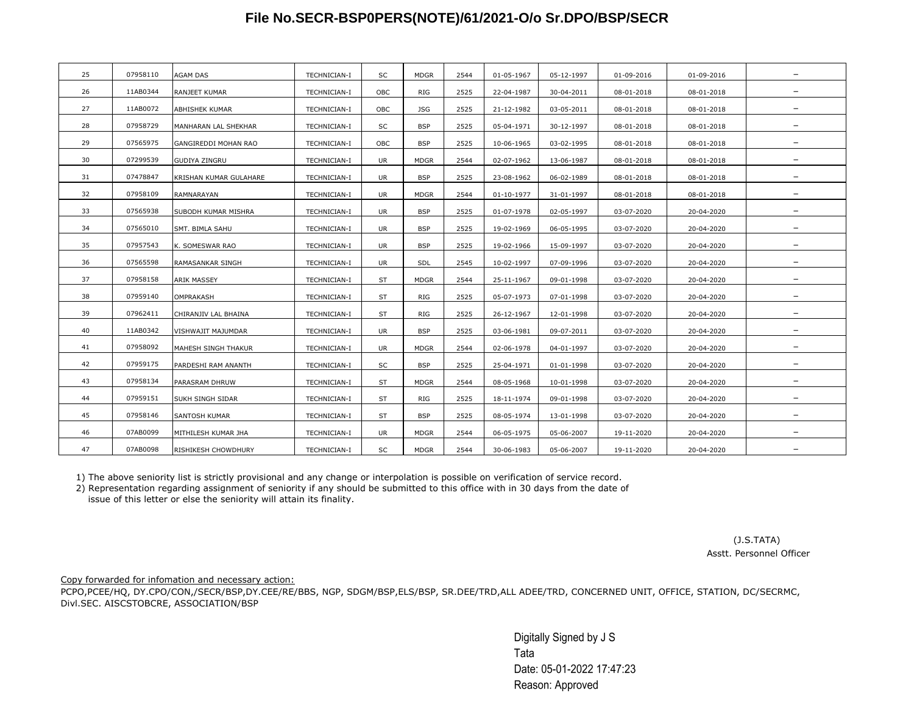# File No.SECR-BSP0PERS(NOTE)/61/2021-O/o Sr.DPO/BSP/SECR

| | | | | | | | | | | | |
|---|---|---|---|---|---|---|---|---|---|---|---|
| 25 | 07958110 | AGAM DAS | TECHNICIAN-I | SC | MDGR | 2544 | 01-05-1967 | 05-12-1997 | 01-09-2016 | 01-09-2016 | – |
| 26 | 11AB0344 | RANJEET KUMAR | TECHNICIAN-I | OBC | RIG | 2525 | 22-04-1987 | 30-04-2011 | 08-01-2018 | 08-01-2018 | – |
| 27 | 11AB0072 | ABHISHEK KUMAR | TECHNICIAN-I | OBC | JSG | 2525 | 21-12-1982 | 03-05-2011 | 08-01-2018 | 08-01-2018 | – |
| 28 | 07958729 | MANHARAN LAL SHEKHAR | TECHNICIAN-I | SC | BSP | 2525 | 05-04-1971 | 30-12-1997 | 08-01-2018 | 08-01-2018 | – |
| 29 | 07565975 | GANGIREDDI MOHAN RAO | TECHNICIAN-I | OBC | BSP | 2525 | 10-06-1965 | 03-02-1995 | 08-01-2018 | 08-01-2018 | – |
| 30 | 07299539 | GUDIYA ZINGRU | TECHNICIAN-I | UR | MDGR | 2544 | 02-07-1962 | 13-06-1987 | 08-01-2018 | 08-01-2018 | – |
| 31 | 07478847 | KRISHAN KUMAR GULAHARE | TECHNICIAN-I | UR | BSP | 2525 | 23-08-1962 | 06-02-1989 | 08-01-2018 | 08-01-2018 | – |
| 32 | 07958109 | RAMNARAYAN | TECHNICIAN-I | UR | MDGR | 2544 | 01-10-1977 | 31-01-1997 | 08-01-2018 | 08-01-2018 | – |
| 33 | 07565938 | SUBODH KUMAR MISHRA | TECHNICIAN-I | UR | BSP | 2525 | 01-07-1978 | 02-05-1997 | 03-07-2020 | 20-04-2020 | – |
| 34 | 07565010 | SMT. BIMLA SAHU | TECHNICIAN-I | UR | BSP | 2525 | 19-02-1969 | 06-05-1995 | 03-07-2020 | 20-04-2020 | – |
| 35 | 07957543 | K. SOMESWAR RAO | TECHNICIAN-I | UR | BSP | 2525 | 19-02-1966 | 15-09-1997 | 03-07-2020 | 20-04-2020 | – |
| 36 | 07565598 | RAMASANKAR SINGH | TECHNICIAN-I | UR | SDL | 2545 | 10-02-1997 | 07-09-1996 | 03-07-2020 | 20-04-2020 | – |
| 37 | 07958158 | ARIK MASSEY | TECHNICIAN-I | ST | MDGR | 2544 | 25-11-1967 | 09-01-1998 | 03-07-2020 | 20-04-2020 | – |
| 38 | 07959140 | OMPRAKASH | TECHNICIAN-I | ST | RIG | 2525 | 05-07-1973 | 07-01-1998 | 03-07-2020 | 20-04-2020 | – |
| 39 | 07962411 | CHIRANJIV LAL BHAINA | TECHNICIAN-I | ST | RIG | 2525 | 26-12-1967 | 12-01-1998 | 03-07-2020 | 20-04-2020 | – |
| 40 | 11AB0342 | VISHWAJIT MAJUMDAR | TECHNICIAN-I | UR | BSP | 2525 | 03-06-1981 | 09-07-2011 | 03-07-2020 | 20-04-2020 | – |
| 41 | 07958092 | MAHESH SINGH THAKUR | TECHNICIAN-I | UR | MDGR | 2544 | 02-06-1978 | 04-01-1997 | 03-07-2020 | 20-04-2020 | – |
| 42 | 07959175 | PARDESHI RAM ANANTH | TECHNICIAN-I | SC | BSP | 2525 | 25-04-1971 | 01-01-1998 | 03-07-2020 | 20-04-2020 | – |
| 43 | 07958134 | PARASRAM DHRUW | TECHNICIAN-I | ST | MDGR | 2544 | 08-05-1968 | 10-01-1998 | 03-07-2020 | 20-04-2020 | – |
| 44 | 07959151 | SUKH SINGH SIDAR | TECHNICIAN-I | ST | RIG | 2525 | 18-11-1974 | 09-01-1998 | 03-07-2020 | 20-04-2020 | – |
| 45 | 07958146 | SANTOSH KUMAR | TECHNICIAN-I | ST | BSP | 2525 | 08-05-1974 | 13-01-1998 | 03-07-2020 | 20-04-2020 | – |
| 46 | 07AB0099 | MITHILESH KUMAR JHA | TECHNICIAN-I | UR | MDGR | 2544 | 06-05-1975 | 05-06-2007 | 19-11-2020 | 20-04-2020 | – |
| 47 | 07AB0098 | RISHIKESH CHOWDHURY | TECHNICIAN-I | SC | MDGR | 2544 | 30-06-1983 | 05-06-2007 | 19-11-2020 | 20-04-2020 | – |

1) The above seniority list is strictly provisional and any change or interpolation is possible on verification of service record.
2) Representation regarding assignment of seniority if any should be submitted to this office with in 30 days from the date of issue of this letter or else the seniority will attain its finality.

(J.S.TATA)
Asstt. Personnel Officer

Copy forwarded for infomation and necessary action:
PCPO,PCEE/HQ, DY.CPO/CON,/SECR/BSP,DY.CEE/RE/BBS, NGP, SDGM/BSP,ELS/BSP, SR.DEE/TRD,ALL ADEE/TRD, CONCERNED UNIT, OFFICE, STATION, DC/SECRMC, Divl.SEC. AISCSTOBCRE, ASSOCIATION/BSP

Digitally Signed by J S Tata
Date: 05-01-2022 17:47:23
Reason: Approved